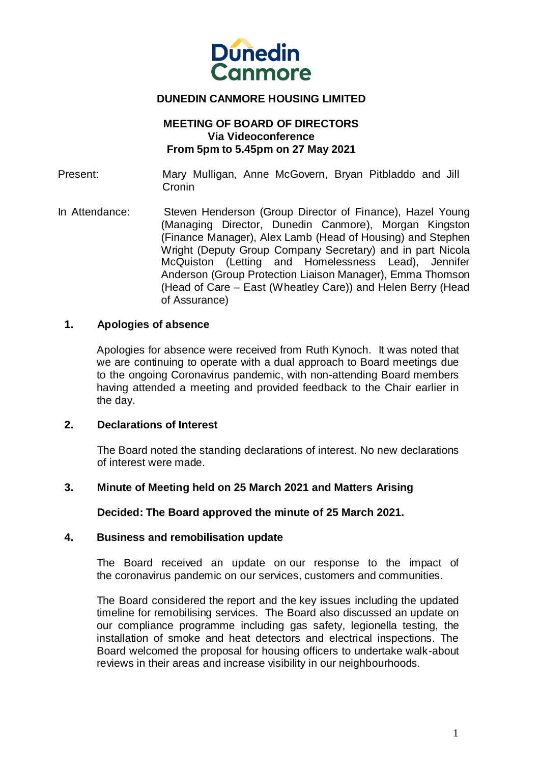# DUNEDIN CANMORE HOUSING LIMITED

## MEETING OF BOARD OF DIRECTORS
**Via Videoconference**
**From 5pm to 5.45pm on 27 May 2021**

Present: Mary Mulligan, Anne McGovern, Bryan Pitbladdo and Jill Cronin

In Attendance: Steven Henderson (Group Director of Finance), Hazel Young (Managing Director, Dunedin Canmore), Morgan Kingston (Finance Manager), Alex Lamb (Head of Housing) and Stephen Wright (Deputy Group Company Secretary) and in part Nicola McQuiston (Letting and Homelessness Lead), Jennifer Anderson (Group Protection Liaison Manager), Emma Thomson (Head of Care – East (Wheatley Care)) and Helen Berry (Head of Assurance)

### 1. Apologies of absence

Apologies for absence were received from Ruth Kynoch. It was noted that we are continuing to operate with a dual approach to Board meetings due to the ongoing Coronavirus pandemic, with non-attending Board members having attended a meeting and provided feedback to the Chair earlier in the day.

### 2. Declarations of Interest

The Board noted the standing declarations of interest. No new declarations of interest were made.

### 3. Minute of Meeting held on 25 March 2021 and Matters Arising

**Decided: The Board approved the minute of 25 March 2021.**

### 4. Business and remobilisation update

The Board received an update on our response to the impact of the coronavirus pandemic on our services, customers and communities.

The Board considered the report and the key issues including the updated timeline for remobilising services. The Board also discussed an update on our compliance programme including gas safety, legionella testing, the installation of smoke and heat detectors and electrical inspections. The Board welcomed the proposal for housing officers to undertake walk-about reviews in their areas and increase visibility in our neighbourhoods.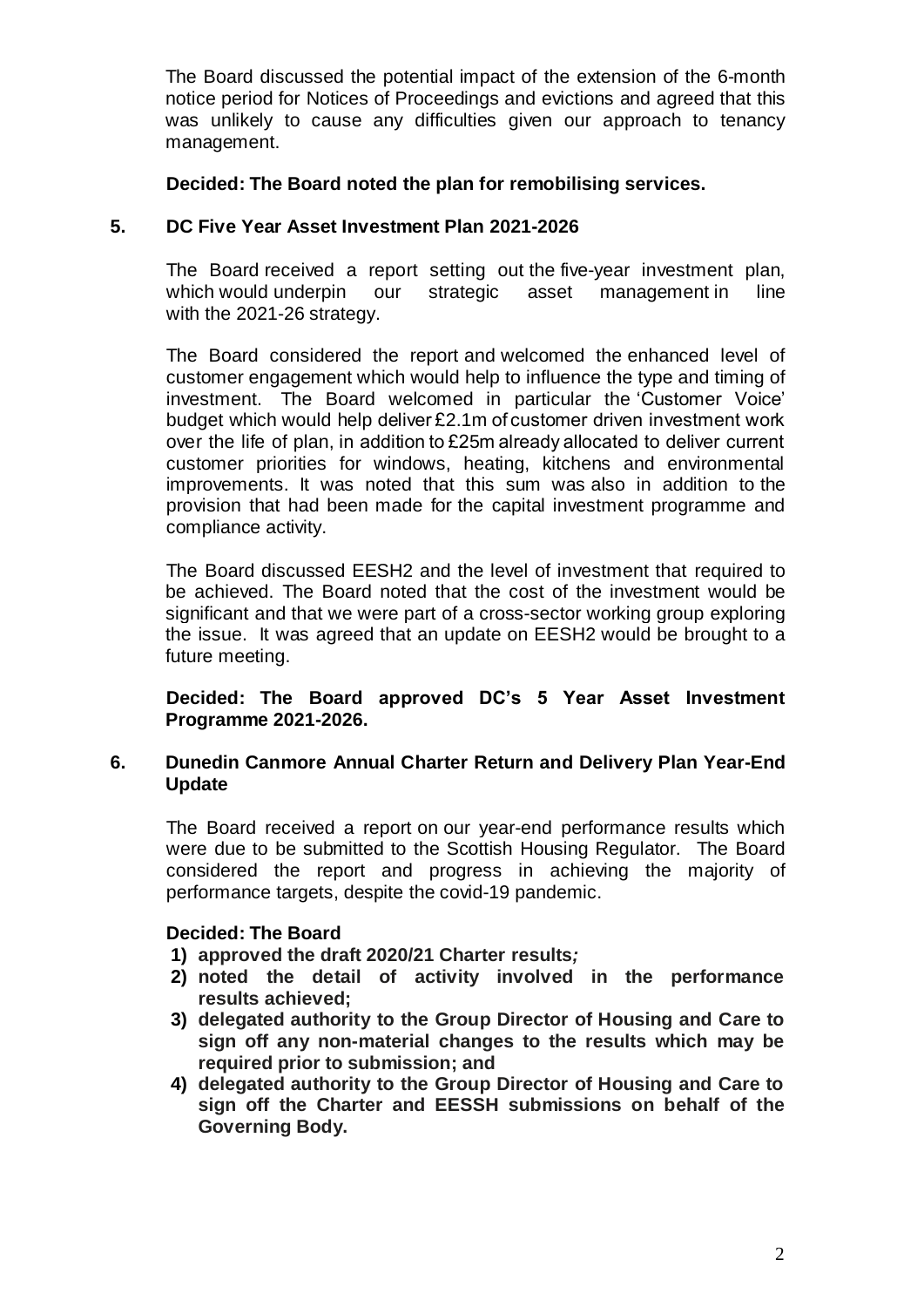The Board discussed the potential impact of the extension of the 6-month notice period for Notices of Proceedings and evictions and agreed that this was unlikely to cause any difficulties given our approach to tenancy management.

**Decided: The Board noted the plan for remobilising services.**

## 5. DC Five Year Asset Investment Plan 2021-2026

The Board received a report setting out the five-year investment plan, which would underpin our strategic asset management in line with the 2021-26 strategy.

The Board considered the report and welcomed the enhanced level of customer engagement which would help to influence the type and timing of investment. The Board welcomed in particular the 'Customer Voice' budget which would help deliver £2.1m of customer driven investment work over the life of plan, in addition to £25m already allocated to deliver current customer priorities for windows, heating, kitchens and environmental improvements. It was noted that this sum was also in addition to the provision that had been made for the capital investment programme and compliance activity.

The Board discussed EESH2 and the level of investment that required to be achieved. The Board noted that the cost of the investment would be significant and that we were part of a cross-sector working group exploring the issue. It was agreed that an update on EESH2 would be brought to a future meeting.

**Decided: The Board approved DC's 5 Year Asset Investment Programme 2021-2026.**

## 6. Dunedin Canmore Annual Charter Return and Delivery Plan Year-End Update

The Board received a report on our year-end performance results which were due to be submitted to the Scottish Housing Regulator. The Board considered the report and progress in achieving the majority of performance targets, despite the covid-19 pandemic.

**Decided: The Board**

1) **approved the draft 2020/21 Charter results*;***
2) **noted the detail of activity involved in the performance results achieved;**
3) **delegated authority to the Group Director of Housing and Care to sign off any non-material changes to the results which may be required prior to submission; and**
4) **delegated authority to the Group Director of Housing and Care to sign off the Charter and EESSH submissions on behalf of the Governing Body.**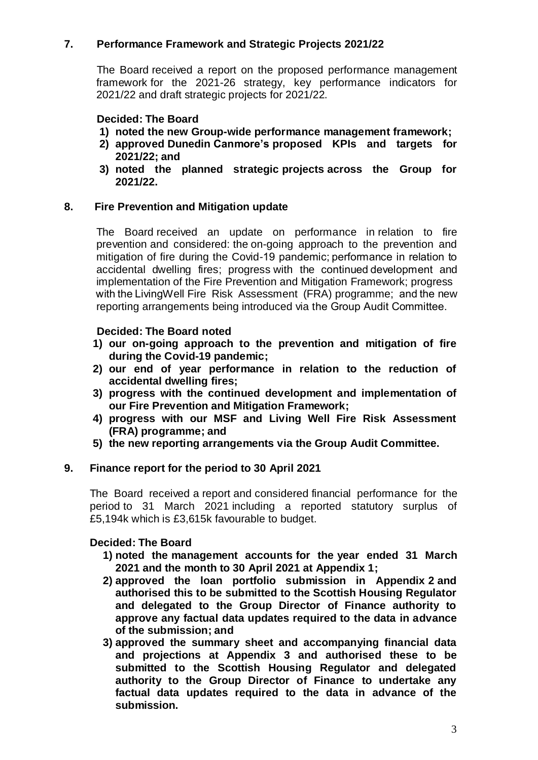## 7. Performance Framework and Strategic Projects 2021/22

The Board received a report on the proposed performance management framework for the 2021-26 strategy, key performance indicators for 2021/22 and draft strategic projects for 2021/22.

**Decided: The Board**

1) **noted the new Group-wide performance management framework;**
2) **approved Dunedin Canmore's proposed KPIs and targets for 2021/22; and**
3) **noted the planned strategic projects across the Group for 2021/22.**

## 8. Fire Prevention and Mitigation update

The Board received an update on performance in relation to fire prevention and considered: the on-going approach to the prevention and mitigation of fire during the Covid-19 pandemic; performance in relation to accidental dwelling fires; progress with the continued development and implementation of the Fire Prevention and Mitigation Framework; progress with the LivingWell Fire Risk Assessment (FRA) programme; and the new reporting arrangements being introduced via the Group Audit Committee.

**Decided: The Board noted**

1) **our on-going approach to the prevention and mitigation of fire during the Covid-19 pandemic;**
2) **our end of year performance in relation to the reduction of accidental dwelling fires;**
3) **progress with the continued development and implementation of our Fire Prevention and Mitigation Framework;**
4) **progress with our MSF and Living Well Fire Risk Assessment (FRA) programme; and**
5) **the new reporting arrangements via the Group Audit Committee.**

## 9. Finance report for the period to 30 April 2021

The Board received a report and considered financial performance for the period to 31 March 2021 including a reported statutory surplus of £5,194k which is £3,615k favourable to budget.

**Decided: The Board**

1) **noted the management accounts for the year ended 31 March 2021 and the month to 30 April 2021 at Appendix 1;**
2) **approved the loan portfolio submission in Appendix 2 and authorised this to be submitted to the Scottish Housing Regulator and delegated to the Group Director of Finance authority to approve any factual data updates required to the data in advance of the submission; and**
3) **approved the summary sheet and accompanying financial data and projections at Appendix 3 and authorised these to be submitted to the Scottish Housing Regulator and delegated authority to the Group Director of Finance to undertake any factual data updates required to the data in advance of the submission.**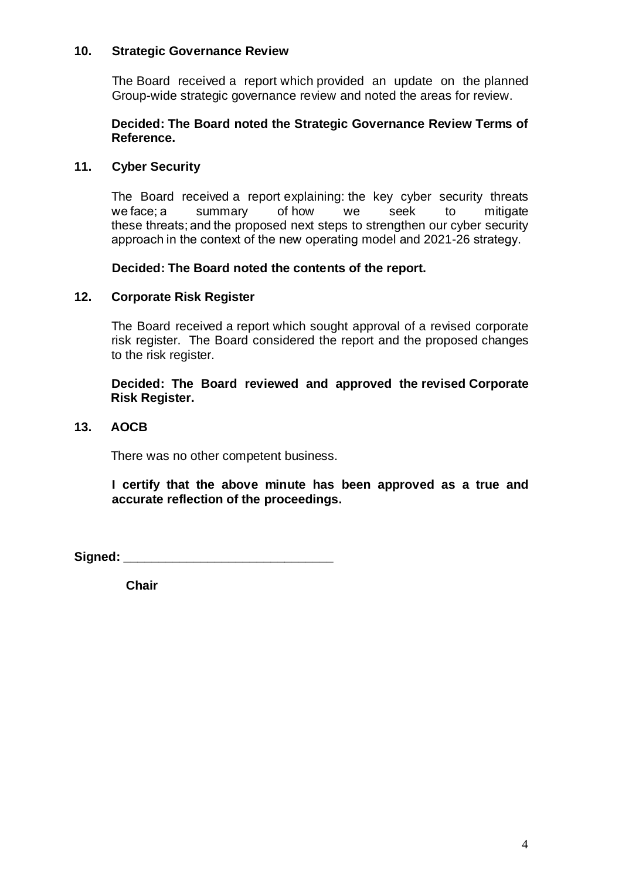## 10. Strategic Governance Review

The Board received a report which provided an update on the planned Group-wide strategic governance review and noted the areas for review.

**Decided: The Board noted the Strategic Governance Review Terms of Reference.**

## 11. Cyber Security

The Board received a report explaining: the key cyber security threats we face; a summary of how we seek to mitigate these threats; and the proposed next steps to strengthen our cyber security approach in the context of the new operating model and 2021-26 strategy.

**Decided: The Board noted the contents of the report.**

## 12. Corporate Risk Register

The Board received a report which sought approval of a revised corporate risk register. The Board considered the report and the proposed changes to the risk register.

**Decided: The Board reviewed and approved the revised Corporate Risk Register.**

## 13. AOCB

There was no other competent business.

**I certify that the above minute has been approved as a true and accurate reflection of the proceedings.**

**Signed:** \_\_\_\_\_\_\_\_\_\_\_\_\_\_\_\_\_\_\_\_\_\_\_\_\_\_\_\_\_\_

**Chair**